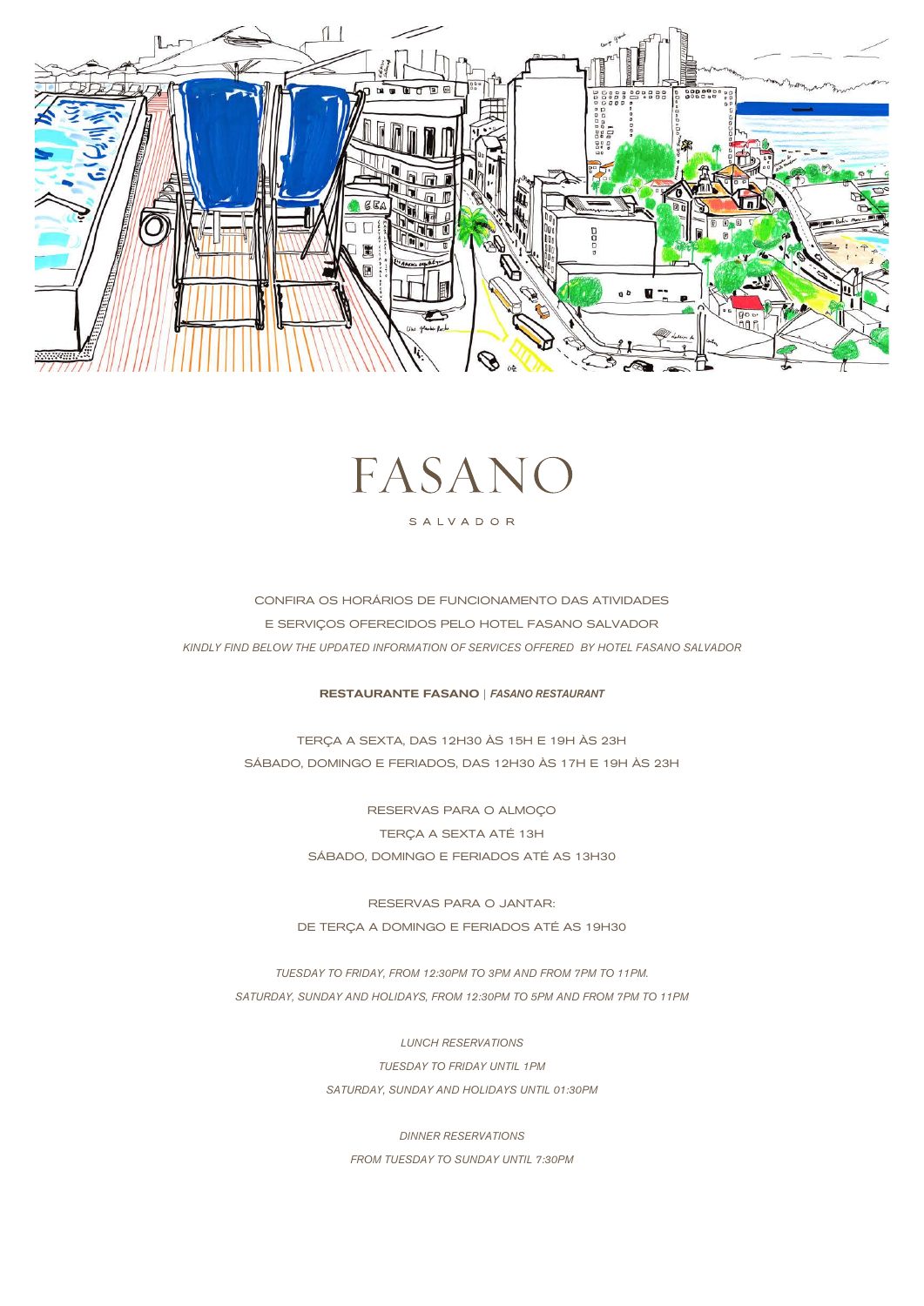# FASANO

SALVADOR

CONFIRA OS HORÁRIOS DE FUNCIONAMENTO DAS ATIVIDADES
E SERVIÇOS OFERECIDOS PELO HOTEL FASANO SALVADOR

*KINDLY FIND BELOW THE UPDATED INFORMATION OF SERVICES OFFERED BY HOTEL FASANO SALVADOR*

## **RESTAURANTE FASANO** | *FASANO RESTAURANT*

TERÇA A SEXTA, DAS 12H30 ÀS 15H E 19H ÀS 23H
SÁBADO, DOMINGO E FERIADOS, DAS 12H30 ÀS 17H E 19H ÀS 23H

RESERVAS PARA O ALMOÇO
TERÇA A SEXTA ATÉ 13H
SÁBADO, DOMINGO E FERIADOS ATÉ AS 13H30

RESERVAS PARA O JANTAR:
DE TERÇA A DOMINGO E FERIADOS ATÉ AS 19H30

*TUESDAY TO FRIDAY, FROM 12:30PM TO 3PM AND FROM 7PM TO 11PM.*
*SATURDAY, SUNDAY AND HOLIDAYS, FROM 12:30PM TO 5PM AND FROM 7PM TO 11PM*

*LUNCH RESERVATIONS*
*TUESDAY TO FRIDAY UNTIL 1PM*
*SATURDAY, SUNDAY AND HOLIDAYS UNTIL 01:30PM*

*DINNER RESERVATIONS*
*FROM TUESDAY TO SUNDAY UNTIL 7:30PM*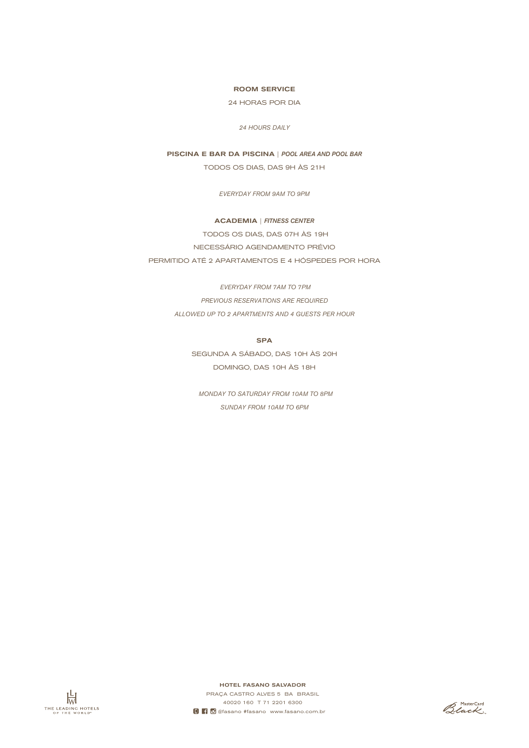**ROOM SERVICE**

24 HORAS POR DIA

*24 HOURS DAILY*

**PISCINA E BAR DA PISCINA** | ***POOL AREA AND POOL BAR***

TODOS OS DIAS, DAS 9H ÀS 21H

*EVERYDAY FROM 9AM TO 9PM*

**ACADEMIA** | ***FITNESS CENTER***

TODOS OS DIAS, DAS 07H ÀS 19H

NECESSÁRIO AGENDAMENTO PRÉVIO

PERMITIDO ATÉ 2 APARTAMENTOS E 4 HÓSPEDES POR HORA

*EVERYDAY FROM 7AM TO 7PM*

*PREVIOUS RESERVATIONS ARE REQUIRED*

*ALLOWED UP TO 2 APARTMENTS AND 4 GUESTS PER HOUR*

**SPA**

SEGUNDA A SÁBADO, DAS 10H ÀS 20H

DOMINGO, DAS 10H ÀS 18H

*MONDAY TO SATURDAY FROM 10AM TO 8PM*

*SUNDAY FROM 10AM TO 6PM*

THE LEADING HOTELS OF THE WORLD

**HOTEL FASANO SALVADOR**

PRAÇA CASTRO ALVES 5 BA BRASIL

40020 160 T 71 2201 6300

@fasano #fasano www.fasano.com.br

MasterCard Black